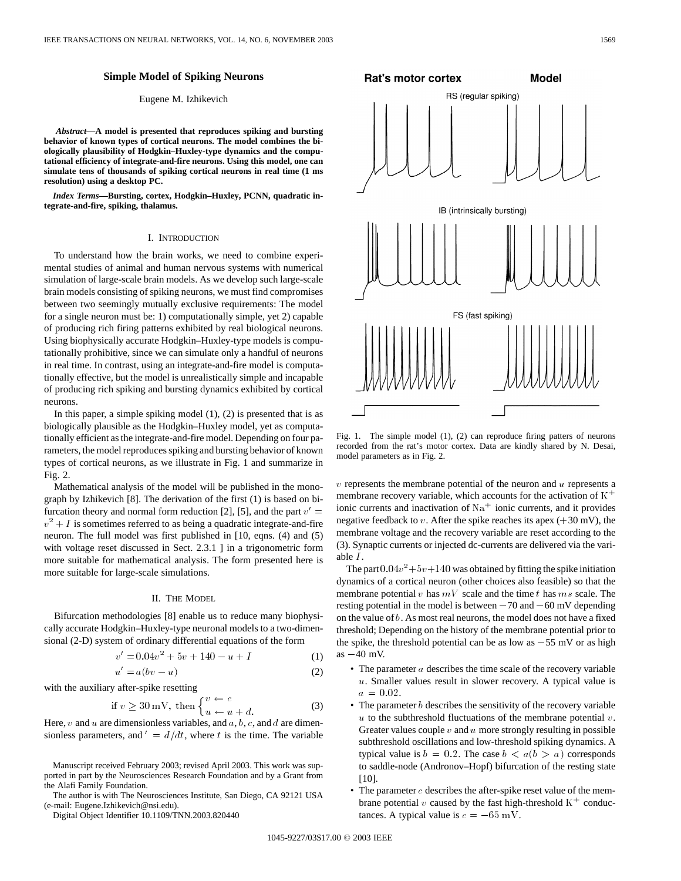# Simple Model of Spiking Neurons

Eugene M. Izhikevich

***Abstract*—A model is presented that reproduces spiking and bursting behavior of known types of cortical neurons. The model combines the biologically plausibility of Hodgkin–Huxley-type dynamics and the computational efficiency of integrate-and-fire neurons. Using this model, one can simulate tens of thousands of spiking cortical neurons in real time (1 ms resolution) using a desktop PC.**

***Index Terms*—Bursting, cortex, Hodgkin–Huxley, PCNN, quadratic integrate-and-fire, spiking, thalamus.**

## I. Introduction

To understand how the brain works, we need to combine experimental studies of animal and human nervous systems with numerical simulation of large-scale brain models. As we develop such large-scale brain models consisting of spiking neurons, we must find compromises between two seemingly mutually exclusive requirements: The model for a single neuron must be: 1) computationally simple, yet 2) capable of producing rich firing patterns exhibited by real biological neurons. Using biophysically accurate Hodgkin–Huxley-type models is computationally prohibitive, since we can simulate only a handful of neurons in real time. In contrast, using an integrate-and-fire model is computationally effective, but the model is unrealistically simple and incapable of producing rich spiking and bursting dynamics exhibited by cortical neurons.

In this paper, a simple spiking model (1), (2) is presented that is as biologically plausible as the Hodgkin–Huxley model, yet as computationally efficient as the integrate-and-fire model. Depending on four parameters, the model reproduces spiking and bursting behavior of known types of cortical neurons, as we illustrate in Fig. 1 and summarize in Fig. 2.

Mathematical analysis of the model will be published in the monograph by Izhikevich [8]. The derivation of the first (1) is based on bifurcation theory and normal form reduction [2], [5], and the part $v' = v^2 + I$ is sometimes referred to as being a quadratic integrate-and-fire neuron. The full model was first published in [10, eqns. (4) and (5) with voltage reset discussed in Sect. 2.3.1 ] in a trigonometric form more suitable for mathematical analysis. The form presented here is more suitable for large-scale simulations.

## II. The Model

Bifurcation methodologies [8] enable us to reduce many biophysically accurate Hodgkin–Huxley-type neuronal models to a two-dimensional (2-D) system of ordinary differential equations of the form

$$v' = 0.04v^2 + 5v + 140 - u + I \tag{1}$$

$$u' = a(bv - u) \tag{2}$$

with the auxiliary after-spike resetting

$$\text{if } v \geq 30 \text{ mV}, \text{ then } \begin{cases} v \leftarrow c \\ u \leftarrow u + d. \end{cases} \tag{3}$$

Here, $v$ and $u$ are dimensionless variables, and $a$, $b$, $c$, and $d$ are dimensionless parameters, and $' = d/dt$, where $t$ is the time. The variable $v$ represents the membrane potential of the neuron and $u$ represents a membrane recovery variable, which accounts for the activation of $\text{K}^+$ ionic currents and inactivation of $\text{Na}^+$ ionic currents, and it provides negative feedback to $v$. After the spike reaches its apex (+30 mV), the membrane voltage and the recovery variable are reset according to the (3). Synaptic currents or injected dc-currents are delivered via the variable $I$.

The part $0.04v^2 + 5v + 140$ was obtained by fitting the spike initiation dynamics of a cortical neuron (other choices also feasible) so that the membrane potential $v$ has $mV$ scale and the time $t$ has $ms$ scale. The resting potential in the model is between $-70$ and $-60$ mV depending on the value of $b$. As most real neurons, the model does not have a fixed threshold; Depending on the history of the membrane potential prior to the spike, the threshold potential can be as low as $-55$ mV or as high as $-40$ mV.

- The parameter $a$ describes the time scale of the recovery variable $u$. Smaller values result in slower recovery. A typical value is $a = 0.02$.
- The parameter $b$ describes the sensitivity of the recovery variable $u$ to the subthreshold fluctuations of the membrane potential $v$. Greater values couple $v$ and $u$ more strongly resulting in possible subthreshold oscillations and low-threshold spiking dynamics. A typical value is $b = 0.2$. The case $b < a (b > a)$ corresponds to saddle-node (Andronov–Hopf) bifurcation of the resting state [10].
- The parameter $c$ describes the after-spike reset value of the membrane potential $v$ caused by the fast high-threshold $\text{K}^+$ conductances. A typical value is $c = -65$ mV.

Rat's motor cortex — Model

RS (regular spiking)

IB (intrinsically bursting)

FS (fast spiking)

Fig. 1. The simple model (1), (2) can reproduce firing patters of neurons recorded from the rat's motor cortex. Data are kindly shared by N. Desai, model parameters as in Fig. 2.

Manuscript received February 2003; revised April 2003. This work was supported in part by the Neurosciences Research Foundation and by a Grant from the Alafi Family Foundation.

The author is with The Neurosciences Institute, San Diego, CA 92121 USA (e-mail: Eugene.Izhikevich@nsi.edu).

Digital Object Identifier 10.1109/TNN.2003.820440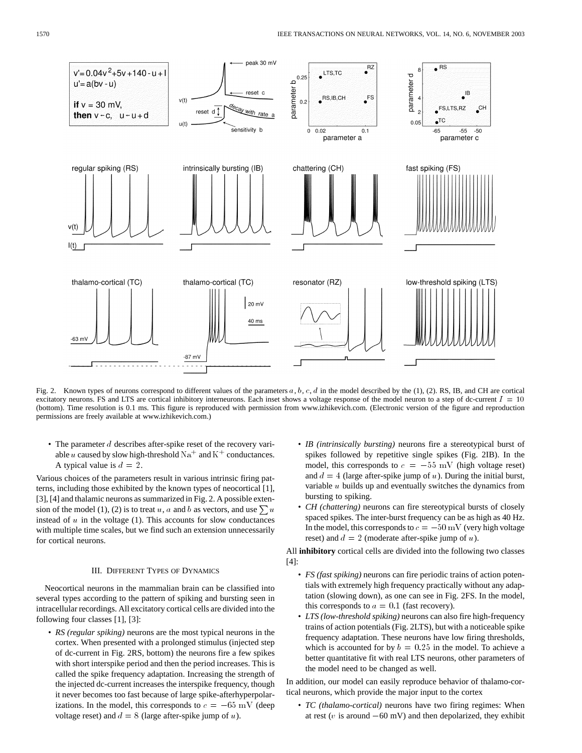Fig. 2. Known types of neurons correspond to different values of the parameters $a$, $b$, $c$, $d$ in the model described by the (1), (2). RS, IB, and CH are cortical excitatory neurons. FS and LTS are cortical inhibitory interneurons. Each inset shows a voltage response of the model neuron to a step of dc-current $I = 10$ (bottom). Time resolution is 0.1 ms. This figure is reproduced with permission from www.izhikevich.com. (Electronic version of the figure and reproduction permissions are freely available at www.izhikevich.com.)

- The parameter $d$ describes after-spike reset of the recovery variable $u$ caused by slow high-threshold $\mathrm{Na}^+$ and $\mathrm{K}^+$ conductances. A typical value is $d = 2$.

Various choices of the parameters result in various intrinsic firing patterns, including those exhibited by the known types of neocortical [1], [3], [4] and thalamic neurons as summarized in Fig. 2. A possible extension of the model (1), (2) is to treat $u$, $a$ and $b$ as vectors, and use $\sum u$ instead of $u$ in the voltage (1). This accounts for slow conductances with multiple time scales, but we find such an extension unnecessarily for cortical neurons.

## III. Different Types of Dynamics

Neocortical neurons in the mammalian brain can be classified into several types according to the pattern of spiking and bursting seen in intracellular recordings. All excitatory cortical cells are divided into the following four classes [1], [3]:

- *RS (regular spiking)* neurons are the most typical neurons in the cortex. When presented with a prolonged stimulus (injected step of dc-current in Fig. 2RS, bottom) the neurons fire a few spikes with short interspike period and then the period increases. This is called the spike frequency adaptation. Increasing the strength of the injected dc-current increases the interspike frequency, though it never becomes too fast because of large spike-afterhyperpolarizations. In the model, this corresponds to $c = -65$ mV (deep voltage reset) and $d = 8$ (large after-spike jump of $u$).
- *IB (intrinsically bursting)* neurons fire a stereotypical burst of spikes followed by repetitive single spikes (Fig. 2IB). In the model, this corresponds to $c = -55$ mV (high voltage reset) and $d = 4$ (large after-spike jump of $u$). During the initial burst, variable $u$ builds up and eventually switches the dynamics from bursting to spiking.
- *CH (chattering)* neurons can fire stereotypical bursts of closely spaced spikes. The inter-burst frequency can be as high as 40 Hz. In the model, this corresponds to $c = -50$ mV (very high voltage reset) and $d = 2$ (moderate after-spike jump of $u$).

All **inhibitory** cortical cells are divided into the following two classes [4]:

- *FS (fast spiking)* neurons can fire periodic trains of action potentials with extremely high frequency practically without any adaptation (slowing down), as one can see in Fig. 2FS. In the model, this corresponds to $a = 0.1$ (fast recovery).
- *LTS (low-threshold spiking)* neurons can also fire high-frequency trains of action potentials (Fig. 2LTS), but with a noticeable spike frequency adaptation. These neurons have low firing thresholds, which is accounted for by $b = 0.25$ in the model. To achieve a better quantitative fit with real LTS neurons, other parameters of the model need to be changed as well.

In addition, our model can easily reproduce behavior of thalamo-cortical neurons, which provide the major input to the cortex

- *TC (thalamo-cortical)* neurons have two firing regimes: When at rest ($v$ is around $-60$ mV) and then depolarized, they exhibit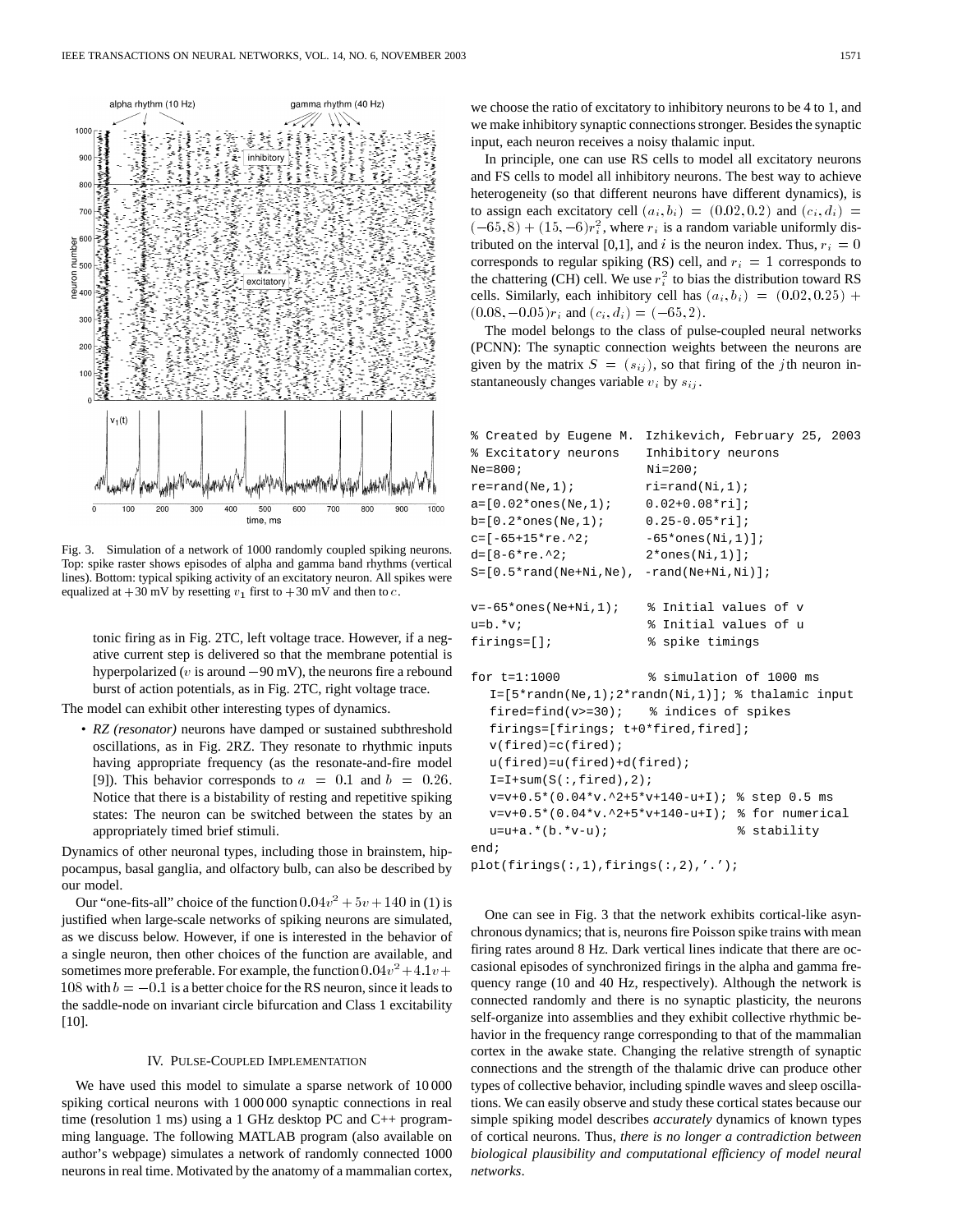Fig. 3. Simulation of a network of 1000 randomly coupled spiking neurons. Top: spike raster shows episodes of alpha and gamma band rhythms (vertical lines). Bottom: typical spiking activity of an excitatory neuron. All spikes were equalized at +30 mV by resetting $v_1$ first to +30 mV and then to $c$.

tonic firing as in Fig. 2TC, left voltage trace. However, if a negative current step is delivered so that the membrane potential is hyperpolarized ($v$ is around −90 mV), the neurons fire a rebound burst of action potentials, as in Fig. 2TC, right voltage trace.

The model can exhibit other interesting types of dynamics.

- *RZ (resonator)* neurons have damped or sustained subthreshold oscillations, as in Fig. 2RZ. They resonate to rhythmic inputs having appropriate frequency (as the resonate-and-fire model [9]). This behavior corresponds to $a = 0.1$ and $b = 0.26$. Notice that there is a bistability of resting and repetitive spiking states: The neuron can be switched between the states by an appropriately timed brief stimuli.

Dynamics of other neuronal types, including those in brainstem, hippocampus, basal ganglia, and olfactory bulb, can also be described by our model.

Our "one-fits-all" choice of the function $0.04v^2 + 5v + 140$ in (1) is justified when large-scale networks of spiking neurons are simulated, as we discuss below. However, if one is interested in the behavior of a single neuron, then other choices of the function are available, and sometimes more preferable. For example, the function $0.04v^2 + 4.1v + 108$ with $b = -0.1$ is a better choice for the RS neuron, since it leads to the saddle-node on invariant circle bifurcation and Class 1 excitability [10].

## IV. Pulse-Coupled Implementation

We have used this model to simulate a sparse network of 10 000 spiking cortical neurons with 1 000 000 synaptic connections in real time (resolution 1 ms) using a 1 GHz desktop PC and C++ programming language. The following MATLAB program (also available on author's webpage) simulates a network of randomly connected 1000 neurons in real time. Motivated by the anatomy of a mammalian cortex, we choose the ratio of excitatory to inhibitory neurons to be 4 to 1, and we make inhibitory synaptic connections stronger. Besides the synaptic input, each neuron receives a noisy thalamic input.

In principle, one can use RS cells to model all excitatory neurons and FS cells to model all inhibitory neurons. The best way to achieve heterogeneity (so that different neurons have different dynamics), is to assign each excitatory cell $(a_i, b_i) = (0.02, 0.2)$ and $(c_i, d_i) = (-65, 8) + (15, -6)r_i^2$, where $r_i$ is a random variable uniformly distributed on the interval [0,1], and $i$ is the neuron index. Thus, $r_i = 0$ corresponds to regular spiking (RS) cell, and $r_i = 1$ corresponds to the chattering (CH) cell. We use $r_i^2$ to bias the distribution toward RS cells. Similarly, each inhibitory cell has $(a_i, b_i) = (0.02, 0.25) + (0.08, -0.05)r_i$ and $(c_i, d_i) = (-65, 2)$.

The model belongs to the class of pulse-coupled neural networks (PCNN): The synaptic connection weights between the neurons are given by the matrix $S = (s_{ij})$, so that firing of the $j$th neuron instantaneously changes variable $v_i$ by $s_{ij}$.

```
% Created by Eugene M. Izhikevich, February 25, 2003
% Excitatory neurons    Inhibitory neurons
Ne=800;                 Ni=200;
re=rand(Ne,1);          ri=rand(Ni,1);
a=[0.02*ones(Ne,1);     0.02+0.08*ri];
b=[0.2*ones(Ne,1);      0.25-0.05*ri];
c=[-65+15*re.^2;        -65*ones(Ni,1)];
d=[8-6*re.^2;           2*ones(Ni,1)];
S=[0.5*rand(Ne+Ni,Ne),  -rand(Ne+Ni,Ni)];

v=-65*ones(Ne+Ni,1);    % Initial values of v
u=b.*v;                 % Initial values of u
firings=[];             % spike timings

for t=1:1000            % simulation of 1000 ms
  I=[5*randn(Ne,1);2*randn(Ni,1)]; % thalamic input
  fired=find(v>=30);    % indices of spikes
  firings=[firings; t+0*fired,fired];
  v(fired)=c(fired);
  u(fired)=u(fired)+d(fired);
  I=I+sum(S(:,fired),2);
  v=v+0.5*(0.04*v.^2+5*v+140-u+I); % step 0.5 ms
  v=v+0.5*(0.04*v.^2+5*v+140-u+I); % for numerical
  u=u+a.*(b.*v-u);                 % stability
end;
plot(firings(:,1),firings(:,2),'.');
```

One can see in Fig. 3 that the network exhibits cortical-like asynchronous dynamics; that is, neurons fire Poisson spike trains with mean firing rates around 8 Hz. Dark vertical lines indicate that there are occasional episodes of synchronized firings in the alpha and gamma frequency range (10 and 40 Hz, respectively). Although the network is connected randomly and there is no synaptic plasticity, the neurons self-organize into assemblies and they exhibit collective rhythmic behavior in the frequency range corresponding to that of the mammalian cortex in the awake state. Changing the relative strength of synaptic connections and the strength of the thalamic drive can produce other types of collective behavior, including spindle waves and sleep oscillations. We can easily observe and study these cortical states because our simple spiking model describes *accurately* dynamics of known types of cortical neurons. Thus, *there is no longer a contradiction between biological plausibility and computational efficiency of model neural networks*.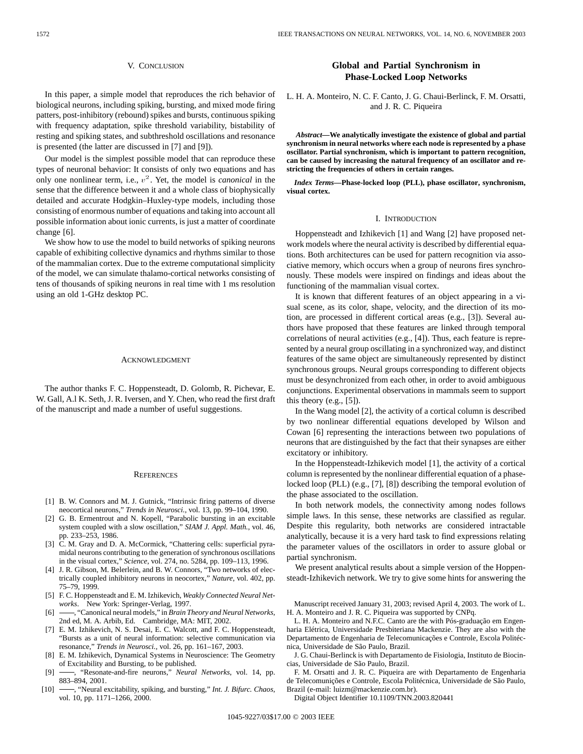## V. Conclusion

In this paper, a simple model that reproduces the rich behavior of biological neurons, including spiking, bursting, and mixed mode firing patters, post-inhibitory (rebound) spikes and bursts, continuous spiking with frequency adaptation, spike threshold variability, bistability of resting and spiking states, and subthreshold oscillations and resonance is presented (the latter are discussed in [7] and [9]).

Our model is the simplest possible model that can reproduce these types of neuronal behavior: It consists of only two equations and has only one nonlinear term, i.e., $v^2$. Yet, the model is *canonical* in the sense that the difference between it and a whole class of biophysically detailed and accurate Hodgkin–Huxley-type models, including those consisting of enormous number of equations and taking into account all possible information about ionic currents, is just a matter of coordinate change [6].

We show how to use the model to build networks of spiking neurons capable of exhibiting collective dynamics and rhythms similar to those of the mammalian cortex. Due to the extreme computational simplicity of the model, we can simulate thalamo-cortical networks consisting of tens of thousands of spiking neurons in real time with 1 ms resolution using an old 1-GHz desktop PC.

## Acknowledgment

The author thanks F. C. Hoppensteadt, D. Golomb, R. Pichevar, E. W. Gall, A.l K. Seth, J. R. Iversen, and Y. Chen, who read the first draft of the manuscript and made a number of useful suggestions.

## References

[1] B. W. Connors and M. J. Gutnick, "Intrinsic firing patterns of diverse neocortical neurons," *Trends in Neurosci.*, vol. 13, pp. 99–104, 1990.

[2] G. B. Ermentrout and N. Kopell, "Parabolic bursting in an excitable system coupled with a slow oscillation," *SIAM J. Appl. Math.*, vol. 46, pp. 233–253, 1986.

[3] C. M. Gray and D. A. McCormick, "Chattering cells: superficial pyramidal neurons contributing to the generation of synchronous oscillations in the visual cortex," *Science*, vol. 274, no. 5284, pp. 109–113, 1996.

[4] J. R. Gibson, M. Belerlein, and B. W. Connors, "Two networks of electrically coupled inhibitory neurons in neocortex," *Nature*, vol. 402, pp. 75–79, 1999.

[5] F. C. Hoppensteadt and E. M. Izhikevich, *Weakly Connected Neural Networks*. New York: Springer-Verlag, 1997.

[6] ——, "Canonical neural models," in *Brain Theory and Neural Networks*, 2nd ed, M. A. Arbib, Ed. Cambridge, MA: MIT, 2002.

[7] E. M. Izhikevich, N. S. Desai, E. C. Walcott, and F. C. Hoppensteadt, "Bursts as a unit of neural information: selective communication via resonance," *Trends in Neurosci.*, vol. 26, pp. 161–167, 2003.

[8] E. M. Izhikevich, Dynamical Systems in Neuroscience: The Geometry of Excitability and Bursting, to be published.

[9] ——, "Resonate-and-fire neurons," *Neural Networks*, vol. 14, pp. 883–894, 2001.

[10] ——, "Neural excitability, spiking, and bursting," *Int. J. Bifurc. Chaos*, vol. 10, pp. 1171–1266, 2000.

# Global and Partial Synchronism in Phase-Locked Loop Networks

L. H. A. Monteiro, N. C. F. Canto, J. G. Chaui-Berlinck, F. M. Orsatti, and J. R. C. Piqueira

***Abstract*—We analytically investigate the existence of global and partial synchronism in neural networks where each node is represented by a phase oscillator. Partial synchronism, which is important to pattern recognition, can be caused by increasing the natural frequency of an oscillator and restricting the frequencies of others in certain ranges.**

***Index Terms*—Phase-locked loop (PLL), phase oscillator, synchronism, visual cortex.**

## I. Introduction

Hoppensteadt and Izhikevich [1] and Wang [2] have proposed network models where the neural activity is described by differential equations. Both architectures can be used for pattern recognition via associative memory, which occurs when a group of neurons fires synchronously. These models were inspired on findings and ideas about the functioning of the mammalian visual cortex.

It is known that different features of an object appearing in a visual scene, as its color, shape, velocity, and the direction of its motion, are processed in different cortical areas (e.g., [3]). Several authors have proposed that these features are linked through temporal correlations of neural activities (e.g., [4]). Thus, each feature is represented by a neural group oscillating in a synchronized way, and distinct features of the same object are simultaneously represented by distinct synchronous groups. Neural groups corresponding to different objects must be desynchronized from each other, in order to avoid ambiguous conjunctions. Experimental observations in mammals seem to support this theory (e.g., [5]).

In the Wang model [2], the activity of a cortical column is described by two nonlinear differential equations developed by Wilson and Cowan [6] representing the interactions between two populations of neurons that are distinguished by the fact that their synapses are either excitatory or inhibitory.

In the Hoppensteadt-Izhikevich model [1], the activity of a cortical column is represented by the nonlinear differential equation of a phase-locked loop (PLL) (e.g., [7], [8]) describing the temporal evolution of the phase associated to the oscillation.

In both network models, the connectivity among nodes follows simple laws. In this sense, these networks are classified as regular. Despite this regularity, both networks are considered intractable analytically, because it is a very hard task to find expressions relating the parameter values of the oscillators in order to assure global or partial synchronism.

We present analytical results about a simple version of the Hoppensteadt-Izhikevich network. We try to give some hints for answering the

Manuscript received January 31, 2003; revised April 4, 2003. The work of L. H. A. Monteiro and J. R. C. Piqueira was supported by CNPq.

L. H. A. Monteiro and N.F.C. Canto are the with Pós-graduação em Engenharia Elétrica, Universidade Presbiteriana Mackenzie. They are also with the Departamento de Engenharia de Telecomunicações e Controle, Escola Politécnica, Universidade de São Paulo, Brazil.

J. G. Chaui-Berlinck is with Departamento de Fisiologia, Instituto de Biocincias, Universidade de São Paulo, Brazil.

F. M. Orsatti and J. R. C. Piqueira are with Departamento de Engenharia de Telecomunições e Controle, Escola Politécnica, Universidade de São Paulo, Brazil (e-mail: luizm@mackenzie.com.br).

Digital Object Identifier 10.1109/TNN.2003.820441